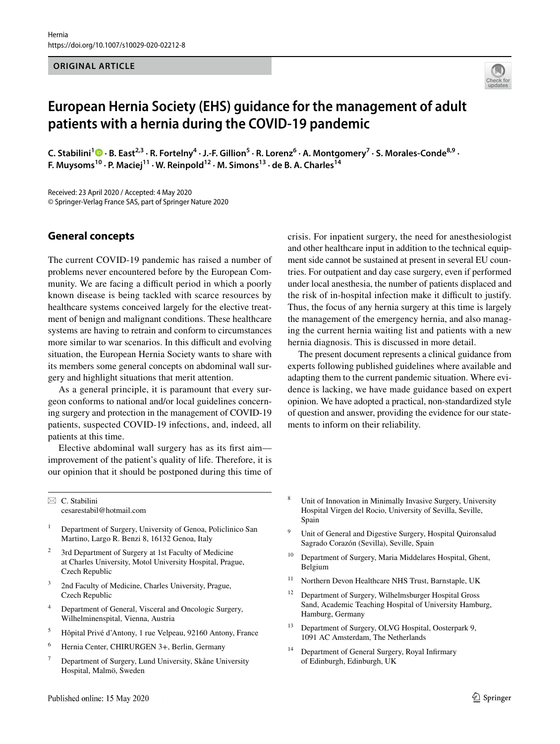ORIGINAL ARTICLE

# European Hernia Society (EHS) guidance for the management of adult patients with a hernia during the COVID-19 pandemic

C. Stabilini[1] · B. East[2,3] · R. Fortelny[4] · J.-F. Gillion[5] · R. Lorenz[6] · A. Montgomery[7] · S. Morales-Conde[8,9] · F. Muysoms[10] · P. Maciej[11] · W. Reinpold[12] · M. Simons[13] · de B. A. Charles[14]

Received: 23 April 2020 / Accepted: 4 May 2020
© Springer-Verlag France SAS, part of Springer Nature 2020

## General concepts

The current COVID-19 pandemic has raised a number of problems never encountered before by the European Community. We are facing a difficult period in which a poorly known disease is being tackled with scarce resources by healthcare systems conceived largely for the elective treatment of benign and malignant conditions. These healthcare systems are having to retrain and conform to circumstances more similar to war scenarios. In this difficult and evolving situation, the European Hernia Society wants to share with its members some general concepts on abdominal wall surgery and highlight situations that merit attention.

As a general principle, it is paramount that every surgeon conforms to national and/or local guidelines concerning surgery and protection in the management of COVID-19 patients, suspected COVID-19 infections, and, indeed, all patients at this time.

Elective abdominal wall surgery has as its first aim—improvement of the patient's quality of life. Therefore, it is our opinion that it should be postponed during this time of crisis. For inpatient surgery, the need for anesthesiologist and other healthcare input in addition to the technical equipment side cannot be sustained at present in several EU countries. For outpatient and day case surgery, even if performed under local anesthesia, the number of patients displaced and the risk of in-hospital infection make it difficult to justify. Thus, the focus of any hernia surgery at this time is largely the management of the emergency hernia, and also managing the current hernia waiting list and patients with a new hernia diagnosis. This is discussed in more detail.

The present document represents a clinical guidance from experts following published guidelines where available and adapting them to the current pandemic situation. Where evidence is lacking, we have made guidance based on expert opinion. We have adopted a practical, non-standardized style of question and answer, providing the evidence for our statements to inform on their reliability.

✉ C. Stabilini
cesarestabil@hotmail.com

1 Department of Surgery, University of Genoa, Policlinico San Martino, Largo R. Benzi 8, 16132 Genoa, Italy

2 3rd Department of Surgery at 1st Faculty of Medicine at Charles University, Motol University Hospital, Prague, Czech Republic

3 2nd Faculty of Medicine, Charles University, Prague, Czech Republic

4 Department of General, Visceral and Oncologic Surgery, Wilhelminenspital, Vienna, Austria

5 Hôpital Privé d'Antony, 1 rue Velpeau, 92160 Antony, France

6 Hernia Center, CHIRURGEN 3+, Berlin, Germany

7 Department of Surgery, Lund University, Skåne University Hospital, Malmö, Sweden

8 Unit of Innovation in Minimally Invasive Surgery, University Hospital Virgen del Rocio, University of Sevilla, Seville, Spain

9 Unit of General and Digestive Surgery, Hospital Quironsalud Sagrado Corazón (Sevilla), Seville, Spain

10 Department of Surgery, Maria Middelares Hospital, Ghent, Belgium

11 Northern Devon Healthcare NHS Trust, Barnstaple, UK

12 Department of Surgery, Wilhelmsburger Hospital Gross Sand, Academic Teaching Hospital of University Hamburg, Hamburg, Germany

13 Department of Surgery, OLVG Hospital, Oosterpark 9, 1091 AC Amsterdam, The Netherlands

14 Department of General Surgery, Royal Infirmary of Edinburgh, Edinburgh, UK

Published online: 15 May 2020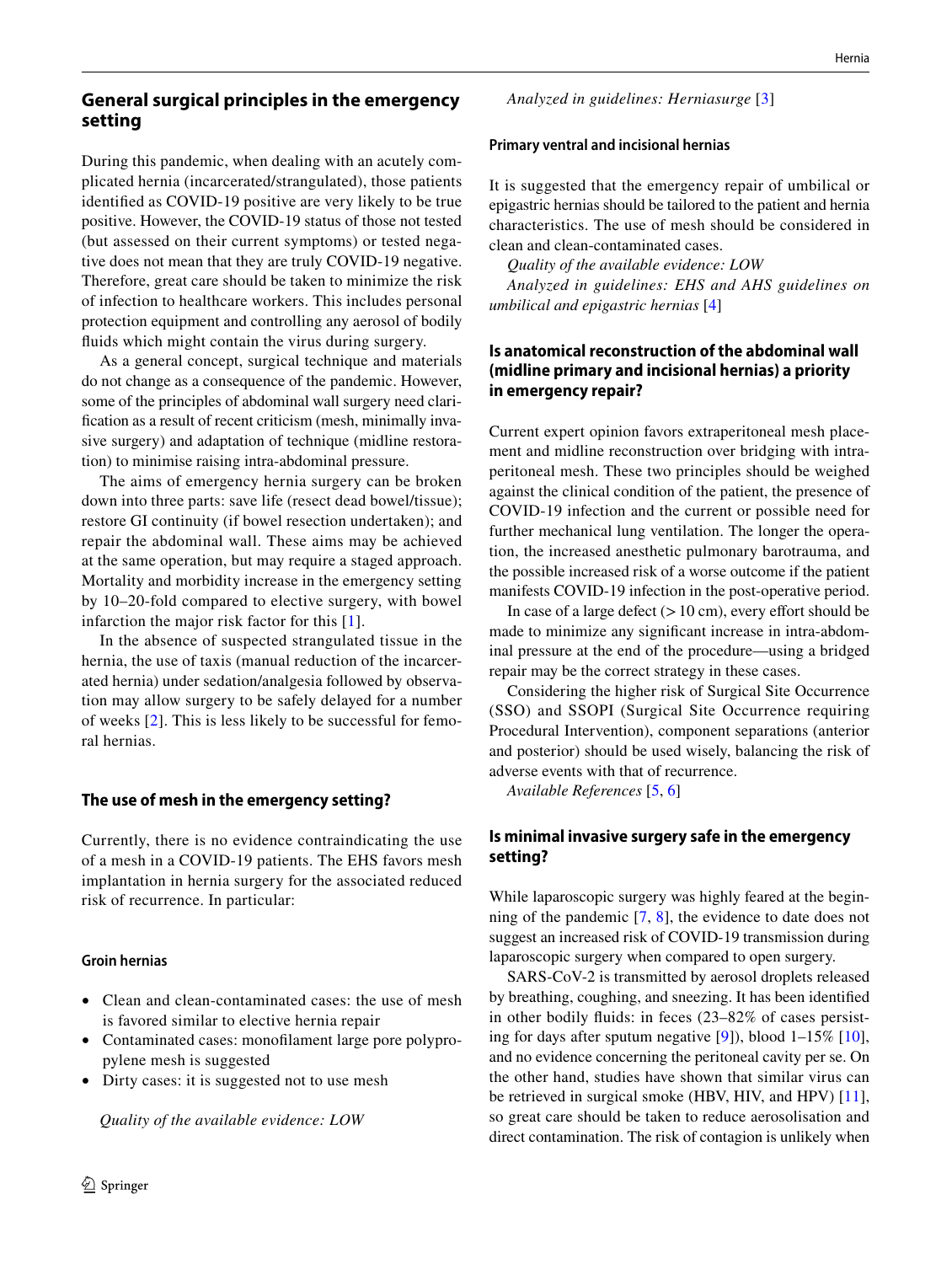## General surgical principles in the emergency setting

During this pandemic, when dealing with an acutely complicated hernia (incarcerated/strangulated), those patients identified as COVID-19 positive are very likely to be true positive. However, the COVID-19 status of those not tested (but assessed on their current symptoms) or tested negative does not mean that they are truly COVID-19 negative. Therefore, great care should be taken to minimize the risk of infection to healthcare workers. This includes personal protection equipment and controlling any aerosol of bodily fluids which might contain the virus during surgery.

As a general concept, surgical technique and materials do not change as a consequence of the pandemic. However, some of the principles of abdominal wall surgery need clarification as a result of recent criticism (mesh, minimally invasive surgery) and adaptation of technique (midline restoration) to minimise raising intra-abdominal pressure.

The aims of emergency hernia surgery can be broken down into three parts: save life (resect dead bowel/tissue); restore GI continuity (if bowel resection undertaken); and repair the abdominal wall. These aims may be achieved at the same operation, but may require a staged approach. Mortality and morbidity increase in the emergency setting by 10–20-fold compared to elective surgery, with bowel infarction the major risk factor for this [1].

In the absence of suspected strangulated tissue in the hernia, the use of taxis (manual reduction of the incarcerated hernia) under sedation/analgesia followed by observation may allow surgery to be safely delayed for a number of weeks [2]. This is less likely to be successful for femoral hernias.

## The use of mesh in the emergency setting?

Currently, there is no evidence contraindicating the use of a mesh in a COVID-19 patients. The EHS favors mesh implantation in hernia surgery for the associated reduced risk of recurrence. In particular:

### Groin hernias

- Clean and clean-contaminated cases: the use of mesh is favored similar to elective hernia repair
- Contaminated cases: monofilament large pore polypropylene mesh is suggested
- Dirty cases: it is suggested not to use mesh

*Quality of the available evidence: LOW*

*Analyzed in guidelines: Herniasurge* [3]

### Primary ventral and incisional hernias

It is suggested that the emergency repair of umbilical or epigastric hernias should be tailored to the patient and hernia characteristics. The use of mesh should be considered in clean and clean-contaminated cases.

*Quality of the available evidence: LOW*

*Analyzed in guidelines: EHS and AHS guidelines on umbilical and epigastric hernias* [4]

## Is anatomical reconstruction of the abdominal wall (midline primary and incisional hernias) a priority in emergency repair?

Current expert opinion favors extraperitoneal mesh placement and midline reconstruction over bridging with intraperitoneal mesh. These two principles should be weighed against the clinical condition of the patient, the presence of COVID-19 infection and the current or possible need for further mechanical lung ventilation. The longer the operation, the increased anesthetic pulmonary barotrauma, and the possible increased risk of a worse outcome if the patient manifests COVID-19 infection in the post-operative period.

In case of a large defect (> 10 cm), every effort should be made to minimize any significant increase in intra-abdominal pressure at the end of the procedure—using a bridged repair may be the correct strategy in these cases.

Considering the higher risk of Surgical Site Occurrence (SSO) and SSOPI (Surgical Site Occurrence requiring Procedural Intervention), component separations (anterior and posterior) should be used wisely, balancing the risk of adverse events with that of recurrence.

*Available References* [5, 6]

## Is minimal invasive surgery safe in the emergency setting?

While laparoscopic surgery was highly feared at the beginning of the pandemic [7, 8], the evidence to date does not suggest an increased risk of COVID-19 transmission during laparoscopic surgery when compared to open surgery.

SARS-CoV-2 is transmitted by aerosol droplets released by breathing, coughing, and sneezing. It has been identified in other bodily fluids: in feces (23–82% of cases persisting for days after sputum negative [9]), blood 1–15% [10], and no evidence concerning the peritoneal cavity per se. On the other hand, studies have shown that similar virus can be retrieved in surgical smoke (HBV, HIV, and HPV) [11], so great care should be taken to reduce aerosolisation and direct contamination. The risk of contagion is unlikely when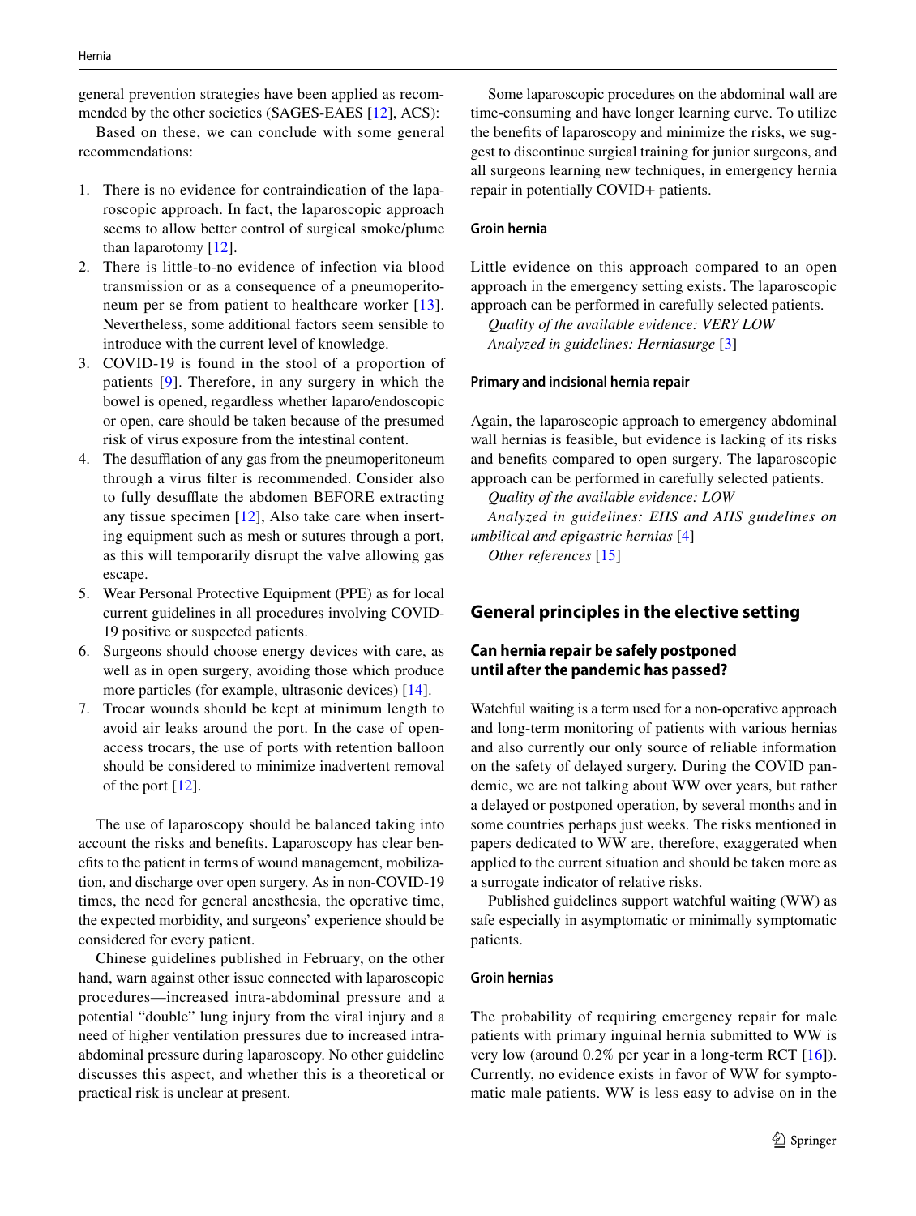general prevention strategies have been applied as recommended by the other societies (SAGES-EAES [12], ACS):

Based on these, we can conclude with some general recommendations:

1. There is no evidence for contraindication of the laparoscopic approach. In fact, the laparoscopic approach seems to allow better control of surgical smoke/plume than laparotomy [12].
2. There is little-to-no evidence of infection via blood transmission or as a consequence of a pneumoperitoneum per se from patient to healthcare worker [13]. Nevertheless, some additional factors seem sensible to introduce with the current level of knowledge.
3. COVID-19 is found in the stool of a proportion of patients [9]. Therefore, in any surgery in which the bowel is opened, regardless whether laparo/endoscopic or open, care should be taken because of the presumed risk of virus exposure from the intestinal content.
4. The desufflation of any gas from the pneumoperitoneum through a virus filter is recommended. Consider also to fully desufflate the abdomen BEFORE extracting any tissue specimen [12], Also take care when inserting equipment such as mesh or sutures through a port, as this will temporarily disrupt the valve allowing gas escape.
5. Wear Personal Protective Equipment (PPE) as for local current guidelines in all procedures involving COVID-19 positive or suspected patients.
6. Surgeons should choose energy devices with care, as well as in open surgery, avoiding those which produce more particles (for example, ultrasonic devices) [14].
7. Trocar wounds should be kept at minimum length to avoid air leaks around the port. In the case of open-access trocars, the use of ports with retention balloon should be considered to minimize inadvertent removal of the port [12].

The use of laparoscopy should be balanced taking into account the risks and benefits. Laparoscopy has clear benefits to the patient in terms of wound management, mobilization, and discharge over open surgery. As in non-COVID-19 times, the need for general anesthesia, the operative time, the expected morbidity, and surgeons' experience should be considered for every patient.

Chinese guidelines published in February, on the other hand, warn against other issue connected with laparoscopic procedures—increased intra-abdominal pressure and a potential "double" lung injury from the viral injury and a need of higher ventilation pressures due to increased intra-abdominal pressure during laparoscopy. No other guideline discusses this aspect, and whether this is a theoretical or practical risk is unclear at present.

Some laparoscopic procedures on the abdominal wall are time-consuming and have longer learning curve. To utilize the benefits of laparoscopy and minimize the risks, we suggest to discontinue surgical training for junior surgeons, and all surgeons learning new techniques, in emergency hernia repair in potentially COVID+ patients.

#### Groin hernia

Little evidence on this approach compared to an open approach in the emergency setting exists. The laparoscopic approach can be performed in carefully selected patients.

*Quality of the available evidence: VERY LOW*

*Analyzed in guidelines: Herniasurge* [3]

#### Primary and incisional hernia repair

Again, the laparoscopic approach to emergency abdominal wall hernias is feasible, but evidence is lacking of its risks and benefits compared to open surgery. The laparoscopic approach can be performed in carefully selected patients.

*Quality of the available evidence: LOW*

*Analyzed in guidelines: EHS and AHS guidelines on umbilical and epigastric hernias* [4]

*Other references* [15]

## General principles in the elective setting

### Can hernia repair be safely postponed until after the pandemic has passed?

Watchful waiting is a term used for a non-operative approach and long-term monitoring of patients with various hernias and also currently our only source of reliable information on the safety of delayed surgery. During the COVID pandemic, we are not talking about WW over years, but rather a delayed or postponed operation, by several months and in some countries perhaps just weeks. The risks mentioned in papers dedicated to WW are, therefore, exaggerated when applied to the current situation and should be taken more as a surrogate indicator of relative risks.

Published guidelines support watchful waiting (WW) as safe especially in asymptomatic or minimally symptomatic patients.

#### Groin hernias

The probability of requiring emergency repair for male patients with primary inguinal hernia submitted to WW is very low (around 0.2% per year in a long-term RCT [16]). Currently, no evidence exists in favor of WW for symptomatic male patients. WW is less easy to advise on in the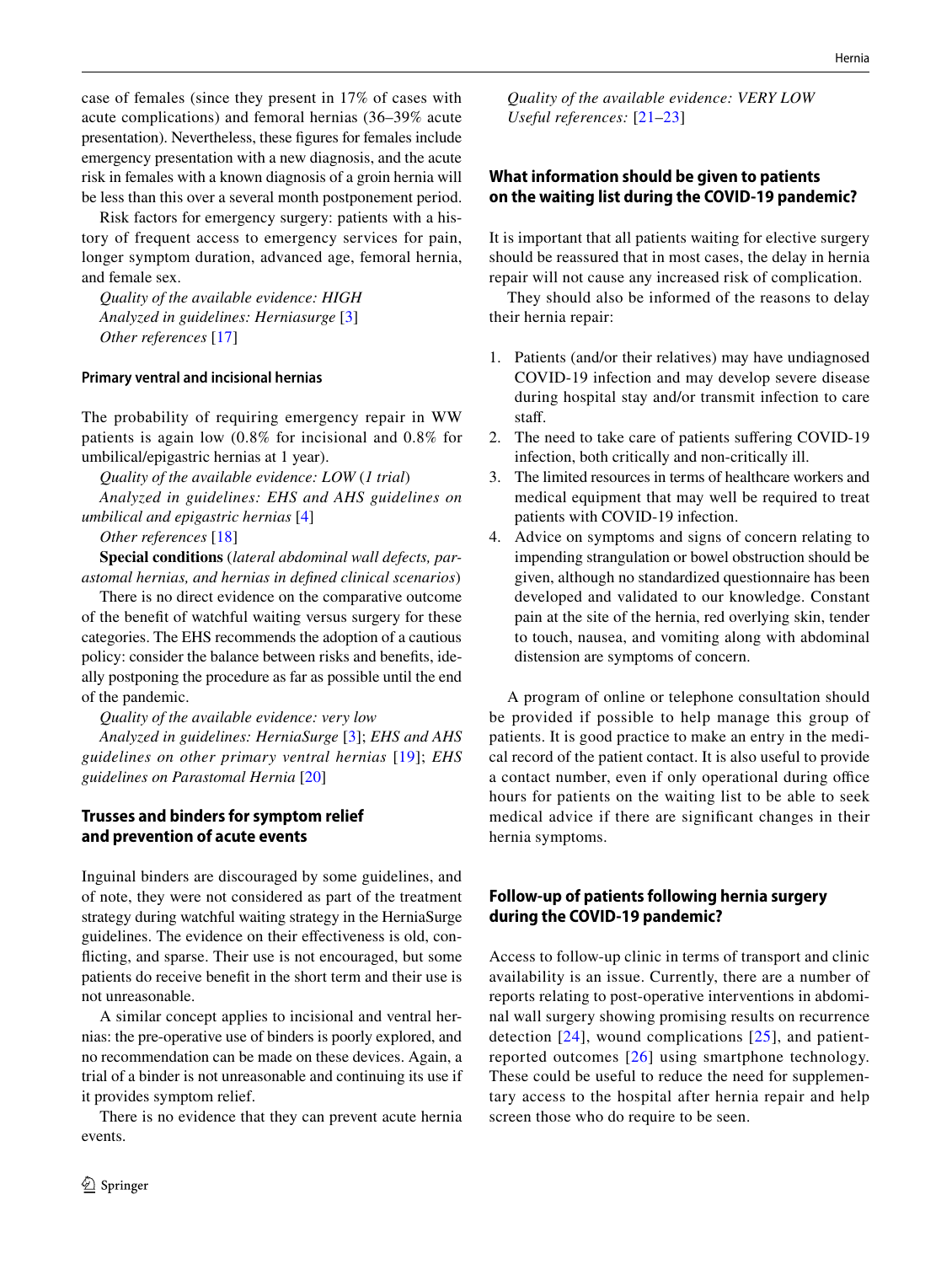case of females (since they present in 17% of cases with acute complications) and femoral hernias (36–39% acute presentation). Nevertheless, these figures for females include emergency presentation with a new diagnosis, and the acute risk in females with a known diagnosis of a groin hernia will be less than this over a several month postponement period.

Risk factors for emergency surgery: patients with a history of frequent access to emergency services for pain, longer symptom duration, advanced age, femoral hernia, and female sex.

*Quality of the available evidence: HIGH*
*Analyzed in guidelines: Herniasurge* [3]
*Other references* [17]

#### Primary ventral and incisional hernias

The probability of requiring emergency repair in WW patients is again low (0.8% for incisional and 0.8% for umbilical/epigastric hernias at 1 year).

*Quality of the available evidence: LOW* (*1 trial*)

*Analyzed in guidelines: EHS and AHS guidelines on umbilical and epigastric hernias* [4]

*Other references* [18]

**Special conditions** (*lateral abdominal wall defects, parastomal hernias, and hernias in defined clinical scenarios*)

There is no direct evidence on the comparative outcome of the benefit of watchful waiting versus surgery for these categories. The EHS recommends the adoption of a cautious policy: consider the balance between risks and benefits, ideally postponing the procedure as far as possible until the end of the pandemic.

*Quality of the available evidence: very low*

*Analyzed in guidelines: HerniaSurge* [3]; *EHS and AHS guidelines on other primary ventral hernias* [19]; *EHS guidelines on Parastomal Hernia* [20]

### Trusses and binders for symptom relief and prevention of acute events

Inguinal binders are discouraged by some guidelines, and of note, they were not considered as part of the treatment strategy during watchful waiting strategy in the HerniaSurge guidelines. The evidence on their effectiveness is old, conflicting, and sparse. Their use is not encouraged, but some patients do receive benefit in the short term and their use is not unreasonable.

A similar concept applies to incisional and ventral hernias: the pre-operative use of binders is poorly explored, and no recommendation can be made on these devices. Again, a trial of a binder is not unreasonable and continuing its use if it provides symptom relief.

There is no evidence that they can prevent acute hernia events.

*Quality of the available evidence: VERY LOW*
*Useful references:* [21–23]

### What information should be given to patients on the waiting list during the COVID-19 pandemic?

It is important that all patients waiting for elective surgery should be reassured that in most cases, the delay in hernia repair will not cause any increased risk of complication.

They should also be informed of the reasons to delay their hernia repair:

1. Patients (and/or their relatives) may have undiagnosed COVID-19 infection and may develop severe disease during hospital stay and/or transmit infection to care staff.
2. The need to take care of patients suffering COVID-19 infection, both critically and non-critically ill.
3. The limited resources in terms of healthcare workers and medical equipment that may well be required to treat patients with COVID-19 infection.
4. Advice on symptoms and signs of concern relating to impending strangulation or bowel obstruction should be given, although no standardized questionnaire has been developed and validated to our knowledge. Constant pain at the site of the hernia, red overlying skin, tender to touch, nausea, and vomiting along with abdominal distension are symptoms of concern.

A program of online or telephone consultation should be provided if possible to help manage this group of patients. It is good practice to make an entry in the medical record of the patient contact. It is also useful to provide a contact number, even if only operational during office hours for patients on the waiting list to be able to seek medical advice if there are significant changes in their hernia symptoms.

### Follow-up of patients following hernia surgery during the COVID-19 pandemic?

Access to follow-up clinic in terms of transport and clinic availability is an issue. Currently, there are a number of reports relating to post-operative interventions in abdominal wall surgery showing promising results on recurrence detection [24], wound complications [25], and patient-reported outcomes [26] using smartphone technology. These could be useful to reduce the need for supplementary access to the hospital after hernia repair and help screen those who do require to be seen.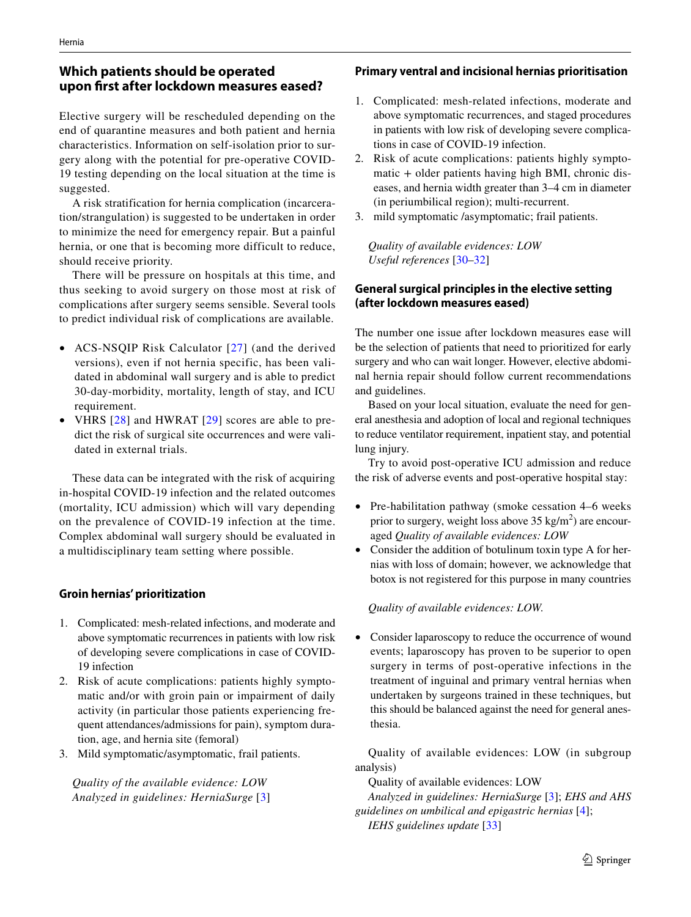## Which patients should be operated upon first after lockdown measures eased?

Elective surgery will be rescheduled depending on the end of quarantine measures and both patient and hernia characteristics. Information on self-isolation prior to surgery along with the potential for pre-operative COVID-19 testing depending on the local situation at the time is suggested.

A risk stratification for hernia complication (incarceration/strangulation) is suggested to be undertaken in order to minimize the need for emergency repair. But a painful hernia, or one that is becoming more difficult to reduce, should receive priority.

There will be pressure on hospitals at this time, and thus seeking to avoid surgery on those most at risk of complications after surgery seems sensible. Several tools to predict individual risk of complications are available.

- ACS-NSQIP Risk Calculator [27] (and the derived versions), even if not hernia specific, has been validated in abdominal wall surgery and is able to predict 30-day-morbidity, mortality, length of stay, and ICU requirement.
- VHRS [28] and HWRAT [29] scores are able to predict the risk of surgical site occurrences and were validated in external trials.

These data can be integrated with the risk of acquiring in-hospital COVID-19 infection and the related outcomes (mortality, ICU admission) which will vary depending on the prevalence of COVID-19 infection at the time. Complex abdominal wall surgery should be evaluated in a multidisciplinary team setting where possible.

### Groin hernias' prioritization

1. Complicated: mesh-related infections, and moderate and above symptomatic recurrences in patients with low risk of developing severe complications in case of COVID-19 infection
2. Risk of acute complications: patients highly symptomatic and/or with groin pain or impairment of daily activity (in particular those patients experiencing frequent attendances/admissions for pain), symptom duration, age, and hernia site (femoral)
3. Mild symptomatic/asymptomatic, frail patients.

*Quality of the available evidence: LOW*
*Analyzed in guidelines: HerniaSurge* [3]

### Primary ventral and incisional hernias prioritisation

1. Complicated: mesh-related infections, moderate and above symptomatic recurrences, and staged procedures in patients with low risk of developing severe complications in case of COVID-19 infection.
2. Risk of acute complications: patients highly symptomatic + older patients having high BMI, chronic diseases, and hernia width greater than 3–4 cm in diameter (in periumbilical region); multi-recurrent.
3. mild symptomatic /asymptomatic; frail patients.

*Quality of available evidences: LOW*
*Useful references* [30–32]

### General surgical principles in the elective setting (after lockdown measures eased)

The number one issue after lockdown measures ease will be the selection of patients that need to prioritized for early surgery and who can wait longer. However, elective abdominal hernia repair should follow current recommendations and guidelines.

Based on your local situation, evaluate the need for general anesthesia and adoption of local and regional techniques to reduce ventilator requirement, inpatient stay, and potential lung injury.

Try to avoid post-operative ICU admission and reduce the risk of adverse events and post-operative hospital stay:

- Pre-habilitation pathway (smoke cessation 4–6 weeks prior to surgery, weight loss above 35 kg/m$^2$) are encouraged *Quality of available evidences: LOW*
- Consider the addition of botulinum toxin type A for hernias with loss of domain; however, we acknowledge that botox is not registered for this purpose in many countries

*Quality of available evidences: LOW.*

- Consider laparoscopy to reduce the occurrence of wound events; laparoscopy has proven to be superior to open surgery in terms of post-operative infections in the treatment of inguinal and primary ventral hernias when undertaken by surgeons trained in these techniques, but this should be balanced against the need for general anesthesia.

Quality of available evidences: LOW (in subgroup analysis)

Quality of available evidences: LOW

*Analyzed in guidelines: HerniaSurge* [3]; *EHS and AHS guidelines on umbilical and epigastric hernias* [4];
*IEHS guidelines update* [33]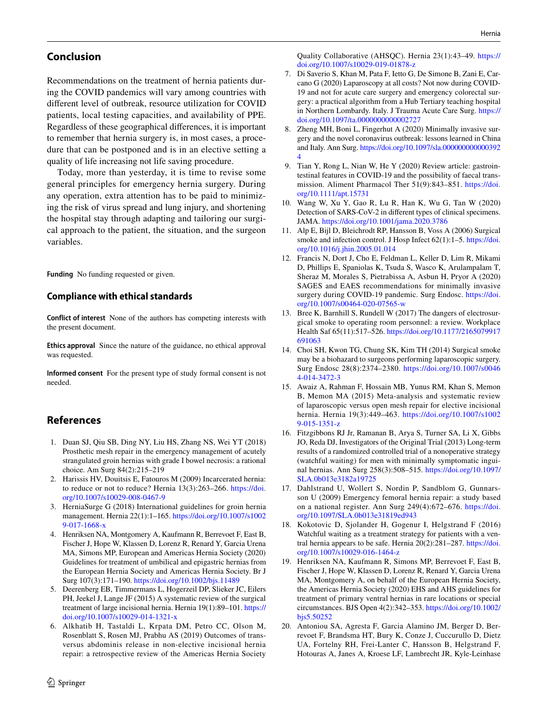## Conclusion

Recommendations on the treatment of hernia patients during the COVID pandemics will vary among countries with different level of outbreak, resource utilization for COVID patients, local testing capacities, and availability of PPE. Regardless of these geographical differences, it is important to remember that hernia surgery is, in most cases, a procedure that can be postponed and is in an elective setting a quality of life increasing not life saving procedure.

Today, more than yesterday, it is time to revise some general principles for emergency hernia surgery. During any operation, extra attention has to be paid to minimizing the risk of virus spread and lung injury, and shortening the hospital stay through adapting and tailoring our surgical approach to the patient, the situation, and the surgeon variables.

**Funding** No funding requested or given.

### Compliance with ethical standards

**Conflict of interest** None of the authors has competing interests with the present document.

**Ethics approval** Since the nature of the guidance, no ethical approval was requested.

**Informed consent** For the present type of study formal consent is not needed.

## References

1. Duan SJ, Qiu SB, Ding NY, Liu HS, Zhang NS, Wei YT (2018) Prosthetic mesh repair in the emergency management of acutely strangulated groin hernias with grade I bowel necrosis: a rational choice. Am Surg 84(2):215–219
2. Harissis HV, Douitsis E, Fatouros M (2009) Incarcerated hernia: to reduce or not to reduce? Hernia 13(3):263–266. https://doi.org/10.1007/s10029-008-0467-9
3. HerniaSurge G (2018) International guidelines for groin hernia management. Hernia 22(1):1–165. https://doi.org/10.1007/s10029-017-1668-x
4. Henriksen NA, Montgomery A, Kaufmann R, Berrevoet F, East B, Fischer J, Hope W, Klassen D, Lorenz R, Renard Y, Garcia Urena MA, Simons MP, European and Americas Hernia Society (2020) Guidelines for treatment of umbilical and epigastric hernias from the European Hernia Society and Americas Hernia Society. Br J Surg 107(3):171–190. https://doi.org/10.1002/bjs.11489
5. Deerenberg EB, Timmermans L, Hogerzeil DP, Slieker JC, Eilers PH, Jeekel J, Lange JF (2015) A systematic review of the surgical treatment of large incisional hernia. Hernia 19(1):89–101. https://doi.org/10.1007/s10029-014-1321-x
6. Alkhatib H, Tastaldi L, Krpata DM, Petro CC, Olson M, Rosenblatt S, Rosen MJ, Prabhu AS (2019) Outcomes of transversus abdominis release in non-elective incisional hernia repair: a retrospective review of the Americas Hernia Society Quality Collaborative (AHSQC). Hernia 23(1):43–49. https://doi.org/10.1007/s10029-019-01878-z
7. Di Saverio S, Khan M, Pata F, Ietto G, De Simone B, Zani E, Carcano G (2020) Laparoscopy at all costs? Not now during COVID-19 and not for acute care surgery and emergency colorectal surgery: a practical algorithm from a Hub Tertiary teaching hospital in Northern Lombardy. Italy. J Trauma Acute Care Surg. https://doi.org/10.1097/ta.0000000000002727
8. Zheng MH, Boni L, Fingerhut A (2020) Minimally invasive surgery and the novel coronavirus outbreak: lessons learned in China and Italy. Ann Surg. https://doi.org/10.1097/sla.0000000000003924
9. Tian Y, Rong L, Nian W, He Y (2020) Review article: gastrointestinal features in COVID-19 and the possibility of faecal transmission. Aliment Pharmacol Ther 51(9):843–851. https://doi.org/10.1111/apt.15731
10. Wang W, Xu Y, Gao R, Lu R, Han K, Wu G, Tan W (2020) Detection of SARS-CoV-2 in different types of clinical specimens. JAMA. https://doi.org/10.1001/jama.2020.3786
11. Alp E, Bijl D, Bleichrodt RP, Hansson B, Voss A (2006) Surgical smoke and infection control. J Hosp Infect 62(1):1–5. https://doi.org/10.1016/j.jhin.2005.01.014
12. Francis N, Dort J, Cho E, Feldman L, Keller D, Lim R, Mikami D, Phillips E, Spaniolas K, Tsuda S, Wasco K, Arulampalam T, Sheraz M, Morales S, Pietrabissa A, Asbun H, Pryor A (2020) SAGES and EAES recommendations for minimally invasive surgery during COVID-19 pandemic. Surg Endosc. https://doi.org/10.1007/s00464-020-07565-w
13. Bree K, Barnhill S, Rundell W (2017) The dangers of electrosurgical smoke to operating room personnel: a review. Workplace Health Saf 65(11):517–526. https://doi.org/10.1177/2165079917691063
14. Choi SH, Kwon TG, Chung SK, Kim TH (2014) Surgical smoke may be a biohazard to surgeons performing laparoscopic surgery. Surg Endosc 28(8):2374–2380. https://doi.org/10.1007/s00464-014-3472-3
15. Awaiz A, Rahman F, Hossain MB, Yunus RM, Khan S, Memon B, Memon MA (2015) Meta-analysis and systematic review of laparoscopic versus open mesh repair for elective incisional hernia. Hernia 19(3):449–463. https://doi.org/10.1007/s10029-015-1351-z
16. Fitzgibbons RJ Jr, Ramanan B, Arya S, Turner SA, Li X, Gibbs JO, Reda DJ, Investigators of the Original Trial (2013) Long-term results of a randomized controlled trial of a nonoperative strategy (watchful waiting) for men with minimally symptomatic inguinal hernias. Ann Surg 258(3):508–515. https://doi.org/10.1097/SLA.0b013e3182a19725
17. Dahlstrand U, Wollert S, Nordin P, Sandblom G, Gunnarsson U (2009) Emergency femoral hernia repair: a study based on a national register. Ann Surg 249(4):672–676. https://doi.org/10.1097/SLA.0b013e31819ed943
18. Kokotovic D, Sjolander H, Gogenur I, Helgstrand F (2016) Watchful waiting as a treatment strategy for patients with a ventral hernia appears to be safe. Hernia 20(2):281–287. https://doi.org/10.1007/s10029-016-1464-z
19. Henriksen NA, Kaufmann R, Simons MP, Berrevoet F, East B, Fischer J, Hope W, Klassen D, Lorenz R, Renard Y, Garcia Urena MA, Montgomery A, on behalf of the European Hernia Society, the Americas Hernia Society (2020) EHS and AHS guidelines for treatment of primary ventral hernias in rare locations or special circumstances. BJS Open 4(2):342–353. https://doi.org/10.1002/bjs5.50252
20. Antoniou SA, Agresta F, Garcia Alamino JM, Berger D, Berrevoet F, Brandsma HT, Bury K, Conze J, Cuccurullo D, Dietz UA, Fortelny RH, Frei-Lanter C, Hansson B, Helgstrand F, Hotouras A, Janes A, Kroese LF, Lambrecht JR, Kyle-Leinhase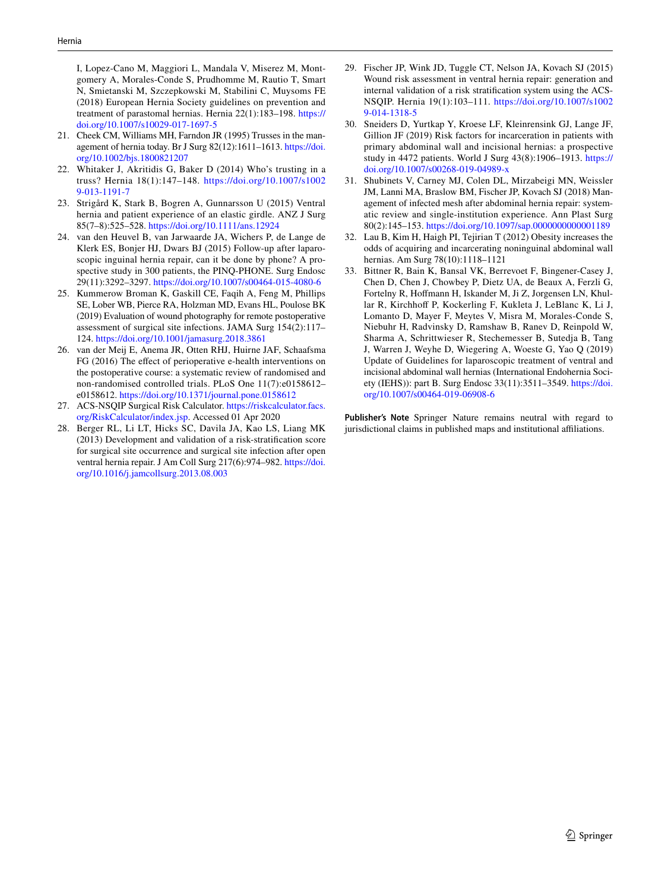I, Lopez-Cano M, Maggiori L, Mandala V, Miserez M, Montgomery A, Morales-Conde S, Prudhomme M, Rautio T, Smart N, Smietanski M, Szczepkowski M, Stabilini C, Muysoms FE (2018) European Hernia Society guidelines on prevention and treatment of parastomal hernias. Hernia 22(1):183–198. https://doi.org/10.1007/s10029-017-1697-5

21. Cheek CM, Williams MH, Farndon JR (1995) Trusses in the management of hernia today. Br J Surg 82(12):1611–1613. https://doi.org/10.1002/bjs.1800821207
22. Whitaker J, Akritidis G, Baker D (2014) Who's trusting in a truss? Hernia 18(1):147–148. https://doi.org/10.1007/s10029-013-1191-7
23. Strigård K, Stark B, Bogren A, Gunnarsson U (2015) Ventral hernia and patient experience of an elastic girdle. ANZ J Surg 85(7–8):525–528. https://doi.org/10.1111/ans.12924
24. van den Heuvel B, van Jarwaarde JA, Wichers P, de Lange de Klerk ES, Bonjer HJ, Dwars BJ (2015) Follow-up after laparoscopic inguinal hernia repair, can it be done by phone? A prospective study in 300 patients, the PINQ-PHONE. Surg Endosc 29(11):3292–3297. https://doi.org/10.1007/s00464-015-4080-6
25. Kummerow Broman K, Gaskill CE, Faqih A, Feng M, Phillips SE, Lober WB, Pierce RA, Holzman MD, Evans HL, Poulose BK (2019) Evaluation of wound photography for remote postoperative assessment of surgical site infections. JAMA Surg 154(2):117–124. https://doi.org/10.1001/jamasurg.2018.3861
26. van der Meij E, Anema JR, Otten RHJ, Huirne JAF, Schaafsma FG (2016) The effect of perioperative e-health interventions on the postoperative course: a systematic review of randomised and non-randomised controlled trials. PLoS One 11(7):e0158612–e0158612. https://doi.org/10.1371/journal.pone.0158612
27. ACS-NSQIP Surgical Risk Calculator. https://riskcalculator.facs.org/RiskCalculator/index.jsp. Accessed 01 Apr 2020
28. Berger RL, Li LT, Hicks SC, Davila JA, Kao LS, Liang MK (2013) Development and validation of a risk-stratification score for surgical site occurrence and surgical site infection after open ventral hernia repair. J Am Coll Surg 217(6):974–982. https://doi.org/10.1016/j.jamcollsurg.2013.08.003
29. Fischer JP, Wink JD, Tuggle CT, Nelson JA, Kovach SJ (2015) Wound risk assessment in ventral hernia repair: generation and internal validation of a risk stratification system using the ACS-NSQIP. Hernia 19(1):103–111. https://doi.org/10.1007/s10029-014-1318-5
30. Sneiders D, Yurtkap Y, Kroese LF, Kleinrensink GJ, Lange JF, Gillion JF (2019) Risk factors for incarceration in patients with primary abdominal wall and incisional hernias: a prospective study in 4472 patients. World J Surg 43(8):1906–1913. https://doi.org/10.1007/s00268-019-04989-x
31. Shubinets V, Carney MJ, Colen DL, Mirzabeigi MN, Weissler JM, Lanni MA, Braslow BM, Fischer JP, Kovach SJ (2018) Management of infected mesh after abdominal hernia repair: systematic review and single-institution experience. Ann Plast Surg 80(2):145–153. https://doi.org/10.1097/sap.0000000000001189
32. Lau B, Kim H, Haigh PI, Tejirian T (2012) Obesity increases the odds of acquiring and incarcerating noninguinal abdominal wall hernias. Am Surg 78(10):1118–1121
33. Bittner R, Bain K, Bansal VK, Berrevoet F, Bingener-Casey J, Chen D, Chen J, Chowbey P, Dietz UA, de Beaux A, Ferzli G, Fortelny R, Hoffmann H, Iskander M, Ji Z, Jorgensen LN, Khullar R, Kirchhoff P, Kockerling F, Kukleta J, LeBlanc K, Li J, Lomanto D, Mayer F, Meytes V, Misra M, Morales-Conde S, Niebuhr H, Radvinsky D, Ramshaw B, Ranev D, Reinpold W, Sharma A, Schrittwieser R, Stechemesser B, Sutedja B, Tang J, Warren J, Weyhe D, Wiegering A, Woeste G, Yao Q (2019) Update of Guidelines for laparoscopic treatment of ventral and incisional abdominal wall hernias (International Endohernia Society (IEHS)): part B. Surg Endosc 33(11):3511–3549. https://doi.org/10.1007/s00464-019-06908-6

**Publisher's Note** Springer Nature remains neutral with regard to jurisdictional claims in published maps and institutional affiliations.